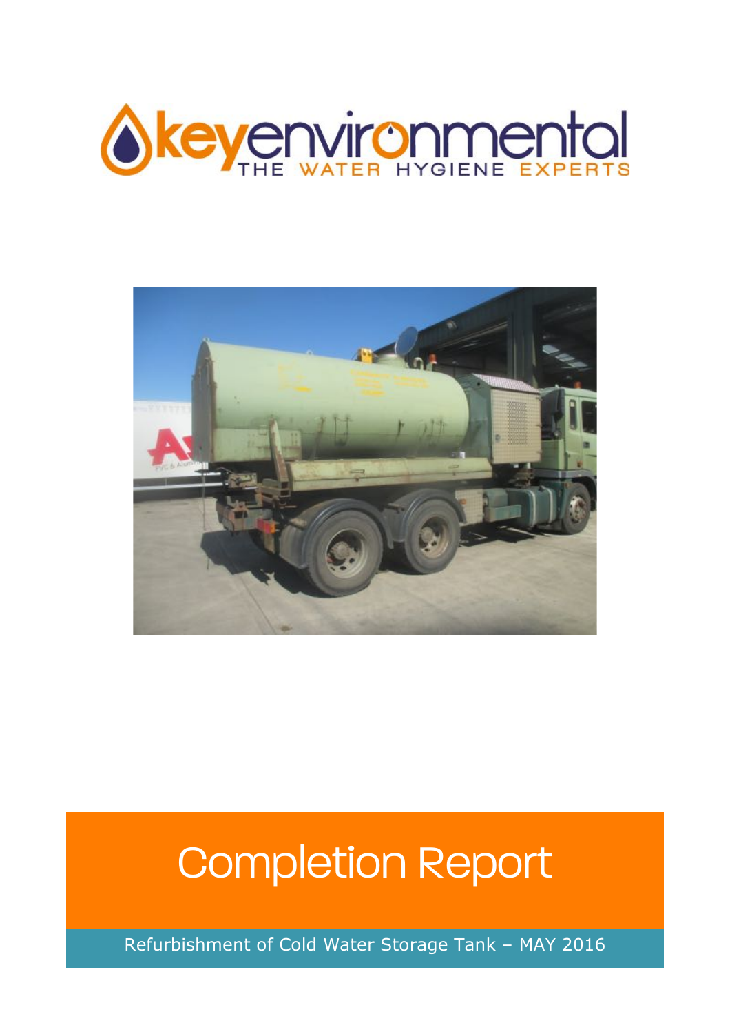keyenvironmental

THE WATER HYGIENE EXPERTS

# Completion Report

Refurbishment of Cold Water Storage Tank – MAY 2016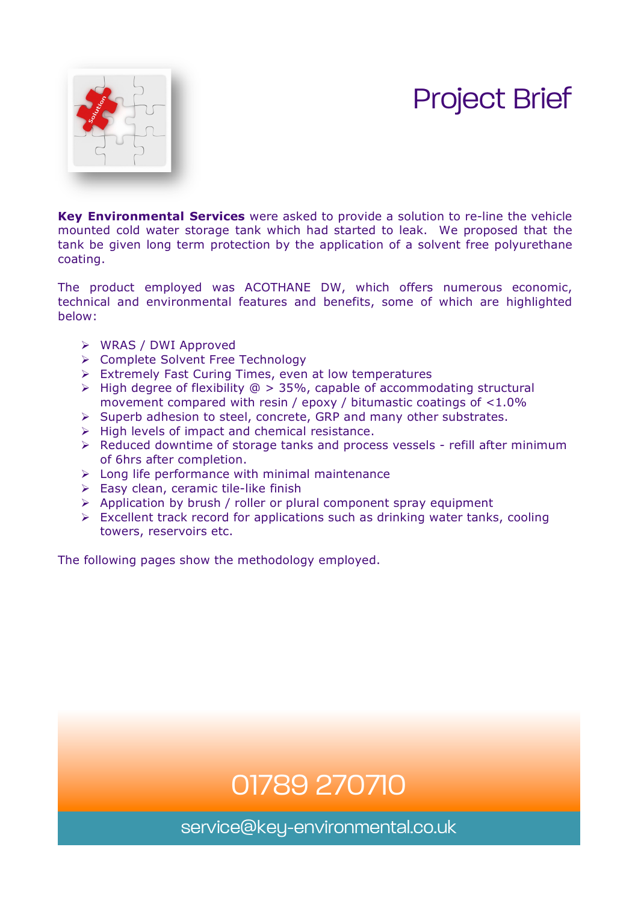# Project Brief

**Key Environmental Services** were asked to provide a solution to re-line the vehicle mounted cold water storage tank which had started to leak. We proposed that the tank be given long term protection by the application of a solvent free polyurethane coating.

The product employed was ACOTHANE DW, which offers numerous economic, technical and environmental features and benefits, some of which are highlighted below:

- WRAS / DWI Approved
- Complete Solvent Free Technology
- Extremely Fast Curing Times, even at low temperatures
- High degree of flexibility @ > 35%, capable of accommodating structural movement compared with resin / epoxy / bitumastic coatings of <1.0%
- Superb adhesion to steel, concrete, GRP and many other substrates.
- High levels of impact and chemical resistance.
- Reduced downtime of storage tanks and process vessels - refill after minimum of 6hrs after completion.
- Long life performance with minimal maintenance
- Easy clean, ceramic tile-like finish
- Application by brush / roller or plural component spray equipment
- Excellent track record for applications such as drinking water tanks, cooling towers, reservoirs etc.

The following pages show the methodology employed.

01789 270710

service@key-environmental.co.uk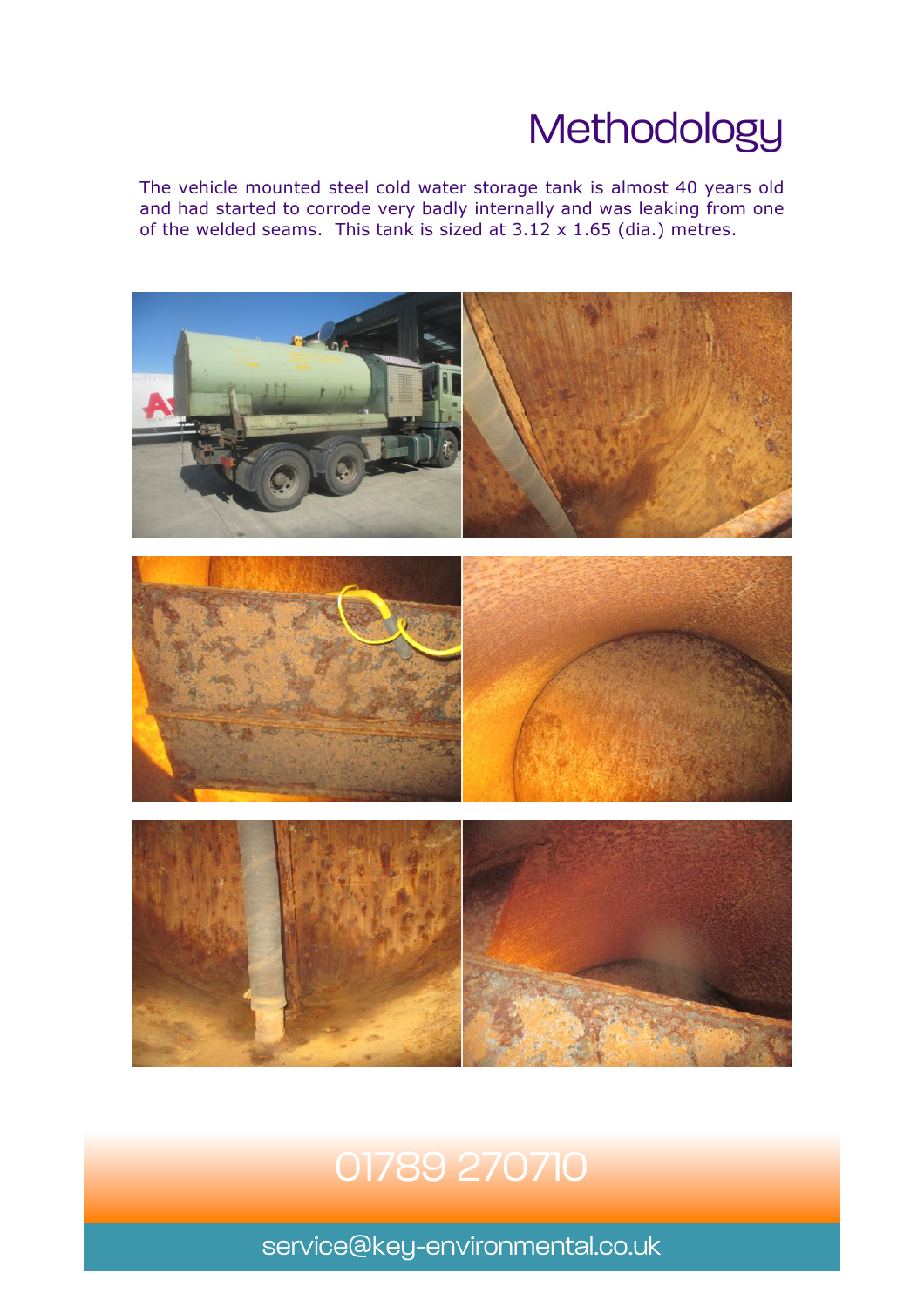# Methodology

The vehicle mounted steel cold water storage tank is almost 40 years old and had started to corrode very badly internally and was leaking from one of the welded seams. This tank is sized at 3.12 x 1.65 (dia.) metres.

01789 270710

service@key-environmental.co.uk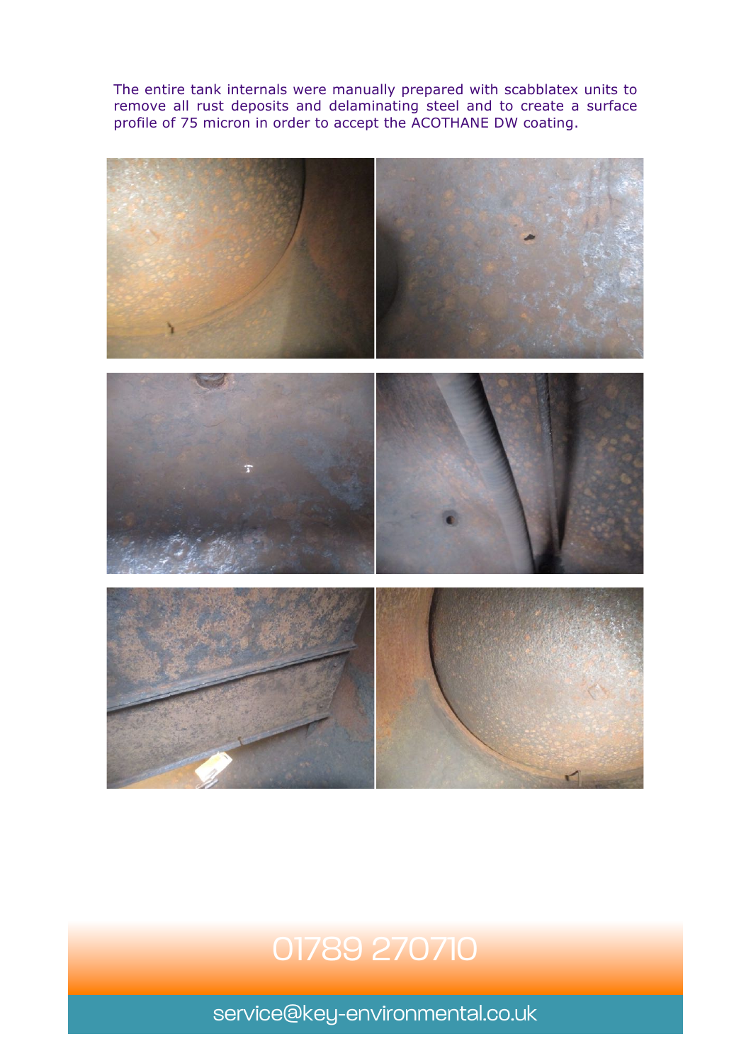The entire tank internals were manually prepared with scabblatex units to remove all rust deposits and delaminating steel and to create a surface profile of 75 micron in order to accept the ACOTHANE DW coating.

01789 270710

service@key-environmental.co.uk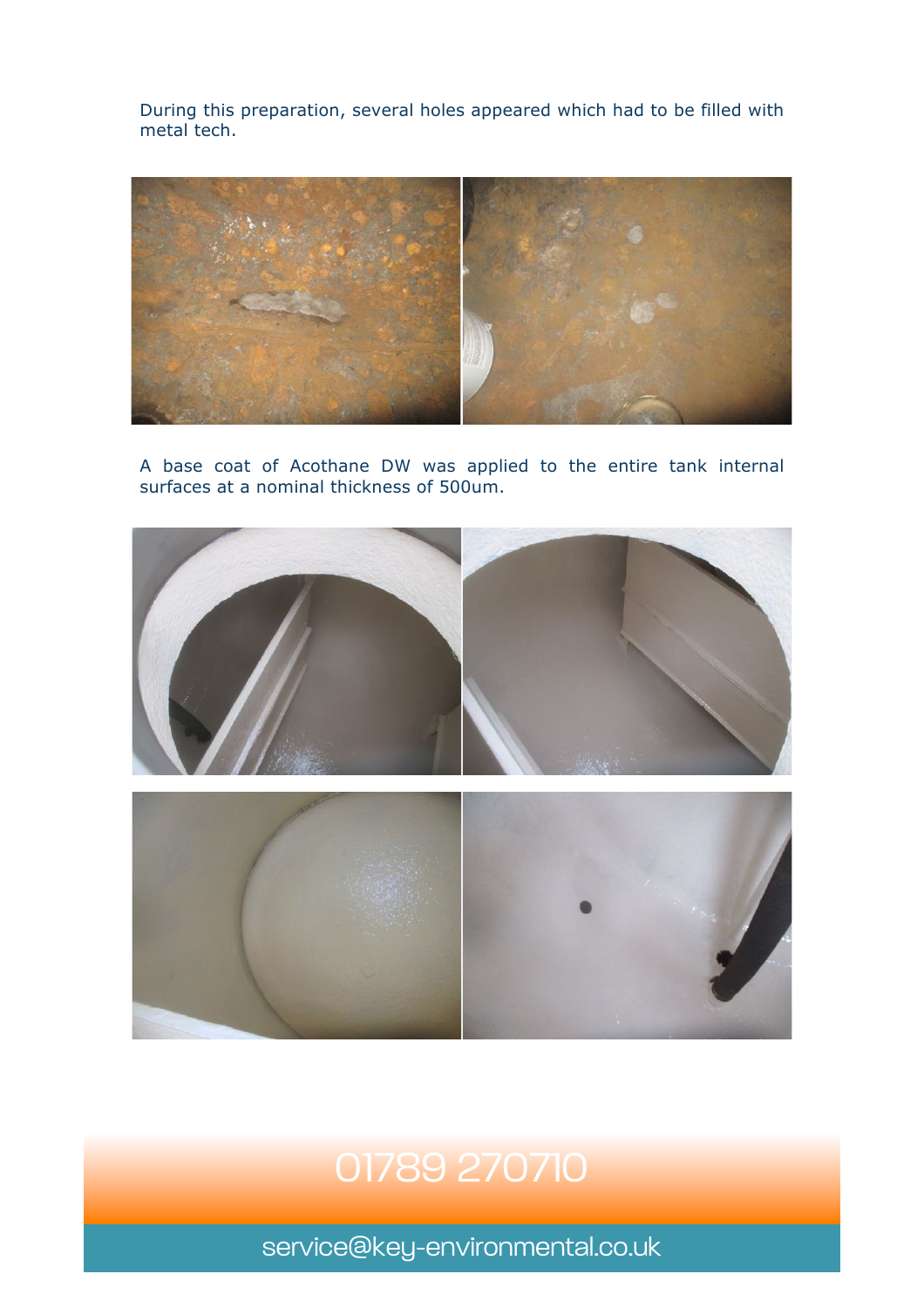During this preparation, several holes appeared which had to be filled with metal tech.

A base coat of Acothane DW was applied to the entire tank internal surfaces at a nominal thickness of 500um.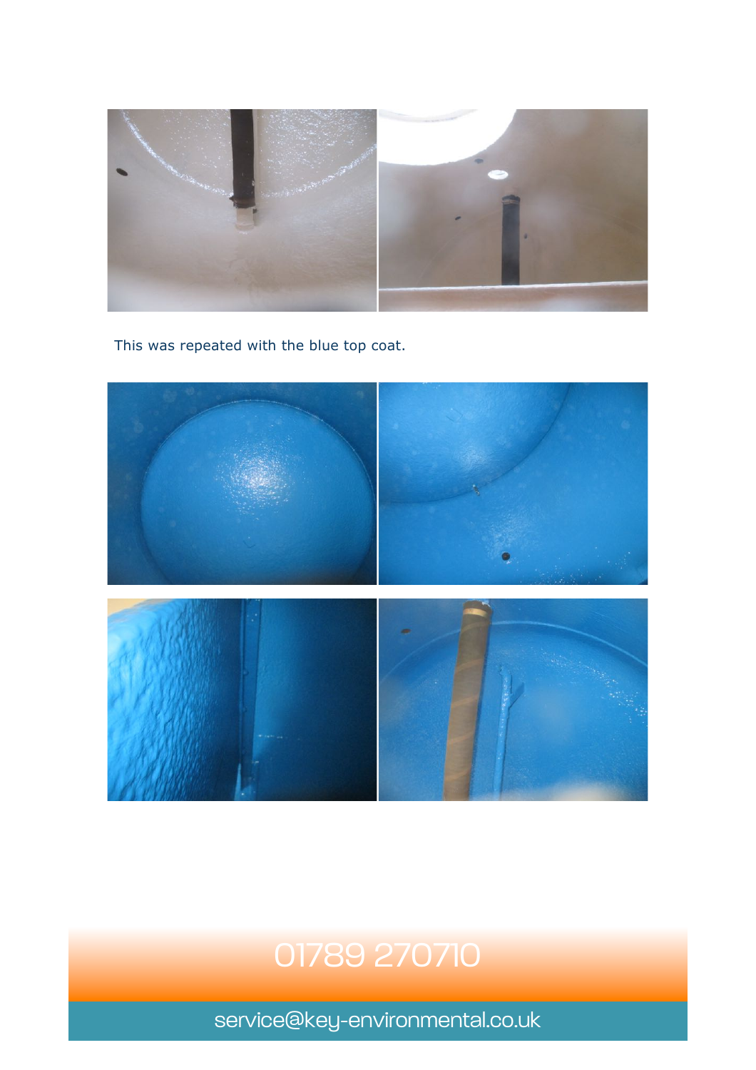This was repeated with the blue top coat.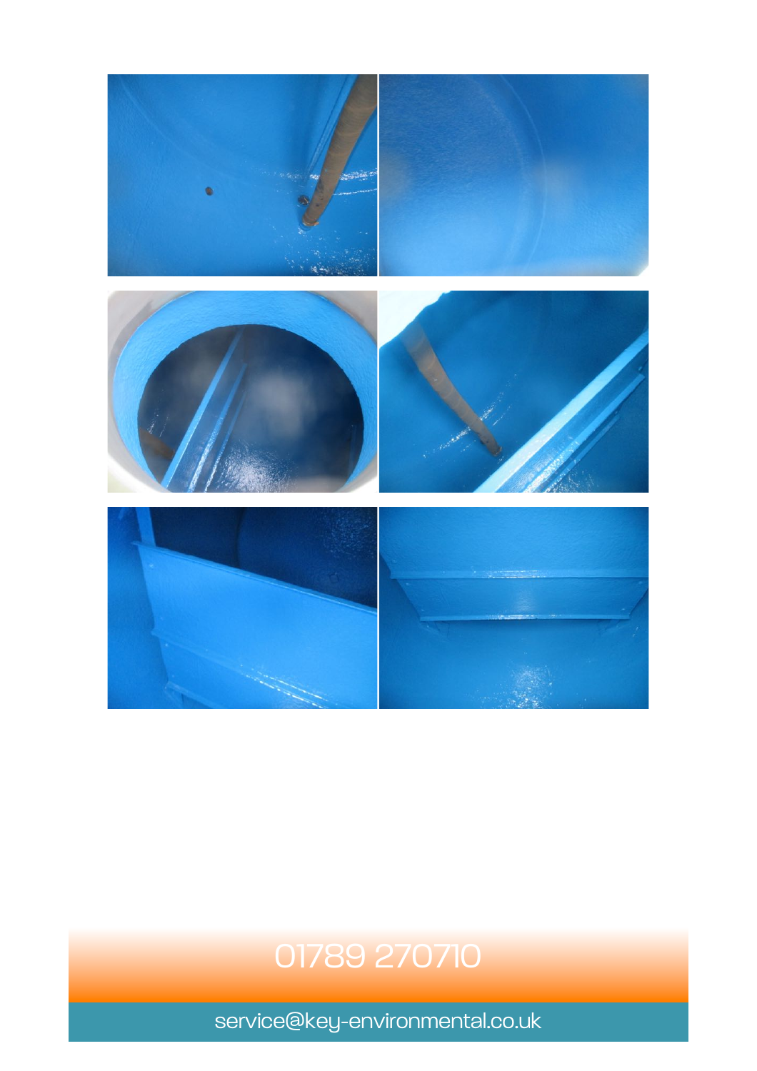01789 270710

service@key-environmental.co.uk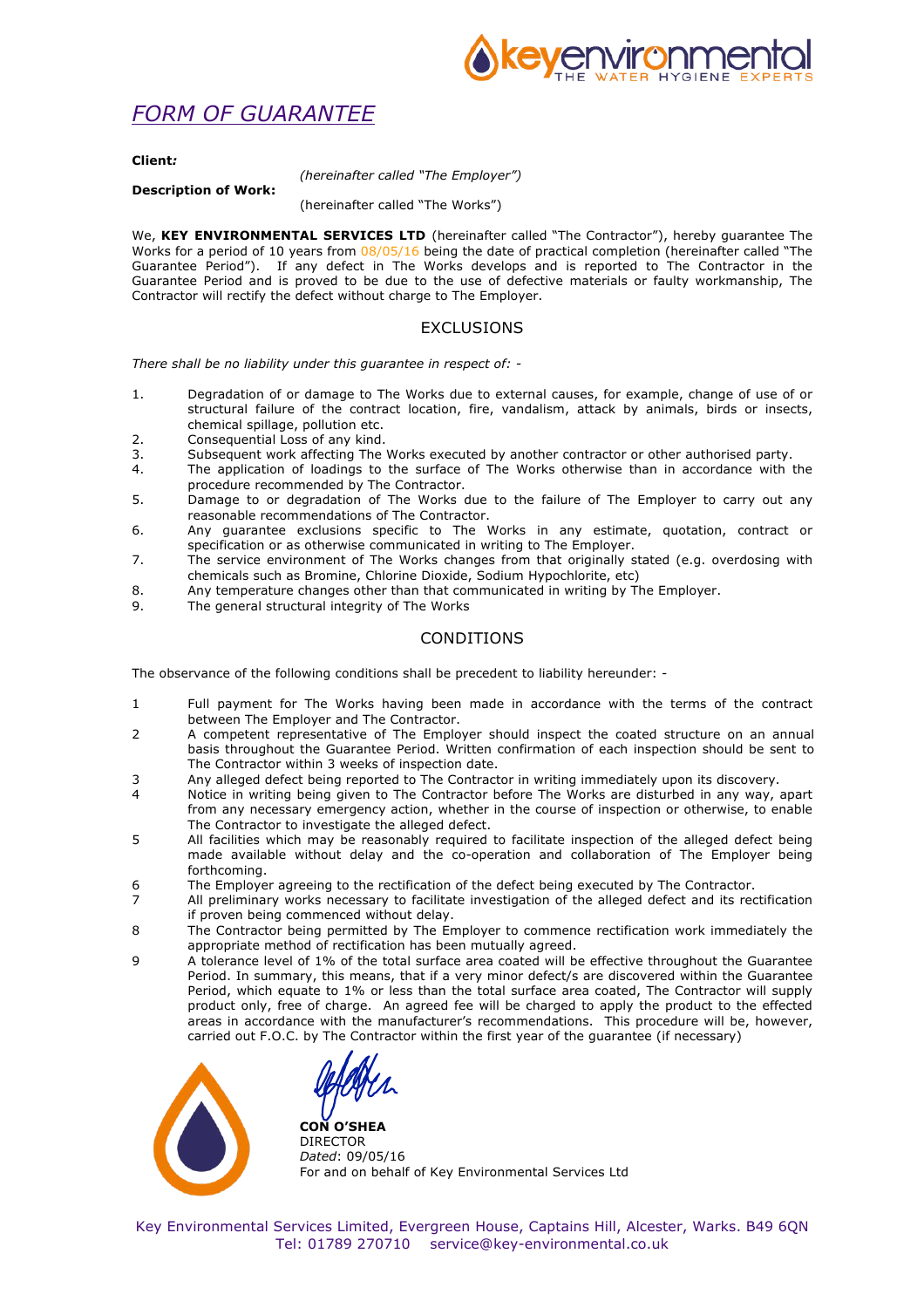# *FORM OF GUARANTEE*

**Client:**

(hereinafter called "The Employer")

**Description of Work:**

(hereinafter called "The Works")

We, **KEY ENVIRONMENTAL SERVICES LTD** (hereinafter called "The Contractor"), hereby guarantee The Works for a period of 10 years from 08/05/16 being the date of practical completion (hereinafter called "The Guarantee Period"). If any defect in The Works develops and is reported to The Contractor in the Guarantee Period and is proved to be due to the use of defective materials or faulty workmanship, The Contractor will rectify the defect without charge to The Employer.

## EXCLUSIONS

*There shall be no liability under this guarantee in respect of: -*

1. Degradation of or damage to The Works due to external causes, for example, change of use of or structural failure of the contract location, fire, vandalism, attack by animals, birds or insects, chemical spillage, pollution etc.
2. Consequential Loss of any kind.
3. Subsequent work affecting The Works executed by another contractor or other authorised party.
4. The application of loadings to the surface of The Works otherwise than in accordance with the procedure recommended by The Contractor.
5. Damage to or degradation of The Works due to the failure of The Employer to carry out any reasonable recommendations of The Contractor.
6. Any guarantee exclusions specific to The Works in any estimate, quotation, contract or specification or as otherwise communicated in writing to The Employer.
7. The service environment of The Works changes from that originally stated (e.g. overdosing with chemicals such as Bromine, Chlorine Dioxide, Sodium Hypochlorite, etc)
8. Any temperature changes other than that communicated in writing by The Employer.
9. The general structural integrity of The Works

## CONDITIONS

The observance of the following conditions shall be precedent to liability hereunder: -

1. Full payment for The Works having been made in accordance with the terms of the contract between The Employer and The Contractor.
2. A competent representative of The Employer should inspect the coated structure on an annual basis throughout the Guarantee Period. Written confirmation of each inspection should be sent to The Contractor within 3 weeks of inspection date.
3. Any alleged defect being reported to The Contractor in writing immediately upon its discovery.
4. Notice in writing being given to The Contractor before The Works are disturbed in any way, apart from any necessary emergency action, whether in the course of inspection or otherwise, to enable The Contractor to investigate the alleged defect.
5. All facilities which may be reasonably required to facilitate inspection of the alleged defect being made available without delay and the co-operation and collaboration of The Employer being forthcoming.
6. The Employer agreeing to the rectification of the defect being executed by The Contractor.
7. All preliminary works necessary to facilitate investigation of the alleged defect and its rectification if proven being commenced without delay.
8. The Contractor being permitted by The Employer to commence rectification work immediately the appropriate method of rectification has been mutually agreed.
9. A tolerance level of 1% of the total surface area coated will be effective throughout the Guarantee Period. In summary, this means, that if a very minor defect/s are discovered within the Guarantee Period, which equate to 1% or less than the total surface area coated, The Contractor will supply product only, free of charge. An agreed fee will be charged to apply the product to the effected areas in accordance with the manufacturer's recommendations. This procedure will be, however, carried out F.O.C. by The Contractor within the first year of the guarantee (if necessary)

**CON O'SHEA**
DIRECTOR
*Dated*: 09/05/16
For and on behalf of Key Environmental Services Ltd

Key Environmental Services Limited, Evergreen House, Captains Hill, Alcester, Warks. B49 6QN
Tel: 01789 270710 service@key-environmental.co.uk